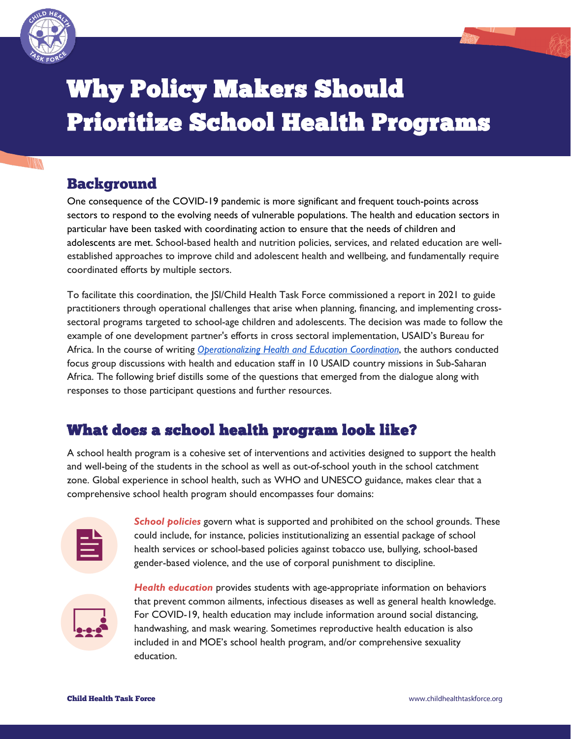# Why Policy Makers Should Prioritize School Health Programs

## Background

One consequence of the COVID-19 pandemic is more significant and frequent touch-points across sectors to respond to the evolving needs of vulnerable populations. The health and education sectors in particular have been tasked with coordinating action to ensure that the needs of children and adolescents are met. School-based health and nutrition policies, services, and related education are well-established approaches to improve child and adolescent health and wellbeing, and fundamentally require coordinated efforts by multiple sectors.

To facilitate this coordination, the JSI/Child Health Task Force commissioned a report in 2021 to guide practitioners through operational challenges that arise when planning, financing, and implementing cross-sectoral programs targeted to school-age children and adolescents. The decision was made to follow the example of one development partner's efforts in cross sectoral implementation, USAID's Bureau for Africa. In the course of writing *Operationalizing Health and Education Coordination*, the authors conducted focus group discussions with health and education staff in 10 USAID country missions in Sub-Saharan Africa. The following brief distills some of the questions that emerged from the dialogue along with responses to those participant questions and further resources.

## What does a school health program look like?

A school health program is a cohesive set of interventions and activities designed to support the health and well-being of the students in the school as well as out-of-school youth in the school catchment zone. Global experience in school health, such as WHO and UNESCO guidance, makes clear that a comprehensive school health program should encompasses four domains:

***School policies*** govern what is supported and prohibited on the school grounds. These could include, for instance, policies institutionalizing an essential package of school health services or school-based policies against tobacco use, bullying, school-based gender-based violence, and the use of corporal punishment to discipline.

***Health education*** provides students with age-appropriate information on behaviors that prevent common ailments, infectious diseases as well as general health knowledge. For COVID-19, health education may include information around social distancing, handwashing, and mask wearing. Sometimes reproductive health education is also included in and MOE's school health program, and/or comprehensive sexuality education.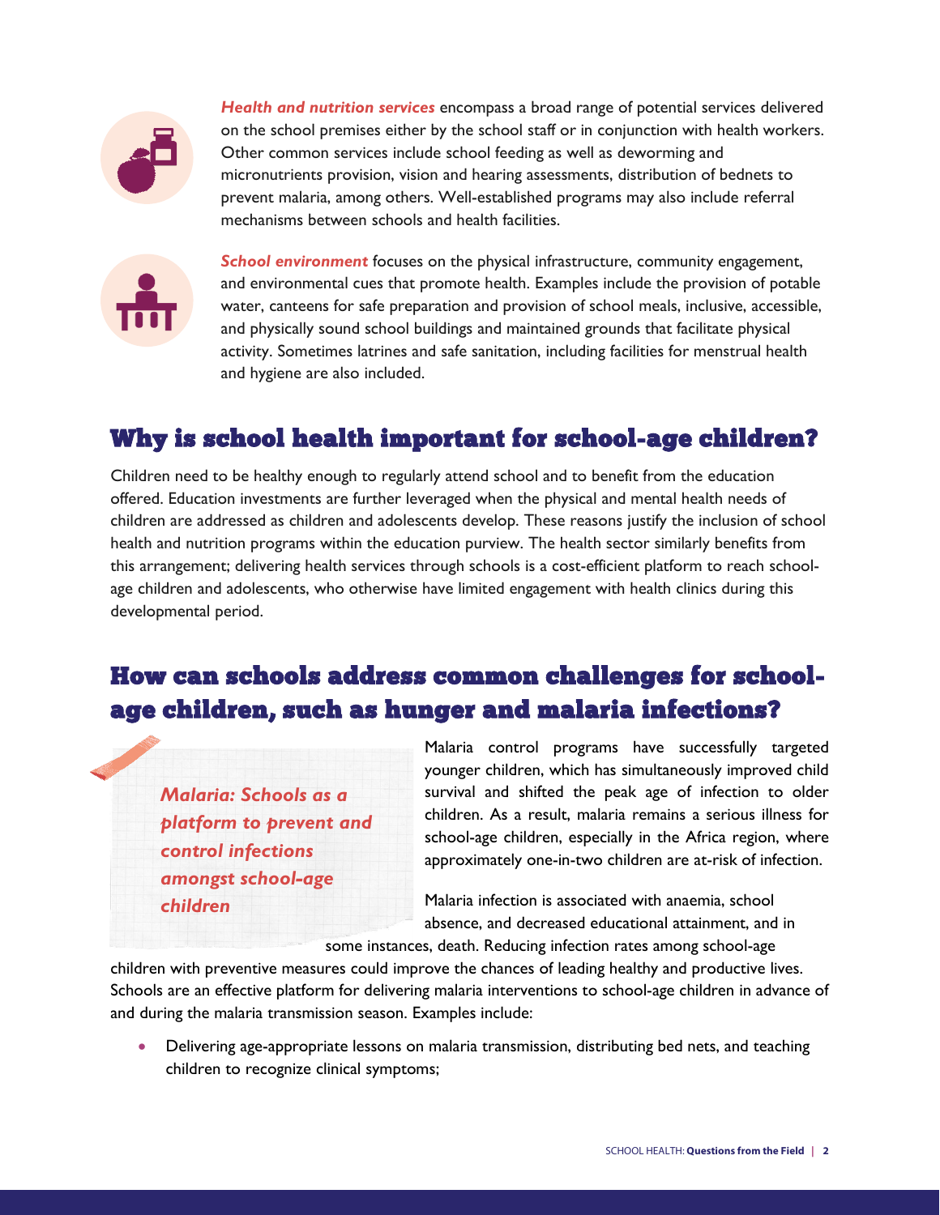***Health and nutrition services*** encompass a broad range of potential services delivered on the school premises either by the school staff or in conjunction with health workers. Other common services include school feeding as well as deworming and micronutrients provision, vision and hearing assessments, distribution of bednets to prevent malaria, among others. Well-established programs may also include referral mechanisms between schools and health facilities.

***School environment*** focuses on the physical infrastructure, community engagement, and environmental cues that promote health. Examples include the provision of potable water, canteens for safe preparation and provision of school meals, inclusive, accessible, and physically sound school buildings and maintained grounds that facilitate physical activity. Sometimes latrines and safe sanitation, including facilities for menstrual health and hygiene are also included.

## Why is school health important for school-age children?

Children need to be healthy enough to regularly attend school and to benefit from the education offered. Education investments are further leveraged when the physical and mental health needs of children are addressed as children and adolescents develop. These reasons justify the inclusion of school health and nutrition programs within the education purview. The health sector similarly benefits from this arrangement; delivering health services through schools is a cost-efficient platform to reach school-age children and adolescents, who otherwise have limited engagement with health clinics during this developmental period.

## How can schools address common challenges for school-age children, such as hunger and malaria infections?

***Malaria: Schools as a platform to prevent and control infections amongst school-age children***

Malaria control programs have successfully targeted younger children, which has simultaneously improved child survival and shifted the peak age of infection to older children. As a result, malaria remains a serious illness for school-age children, especially in the Africa region, where approximately one-in-two children are at-risk of infection.

Malaria infection is associated with anaemia, school absence, and decreased educational attainment, and in some instances, death. Reducing infection rates among school-age children with preventive measures could improve the chances of leading healthy and productive lives. Schools are an effective platform for delivering malaria interventions to school-age children in advance of and during the malaria transmission season. Examples include:

- Delivering age-appropriate lessons on malaria transmission, distributing bed nets, and teaching children to recognize clinical symptoms;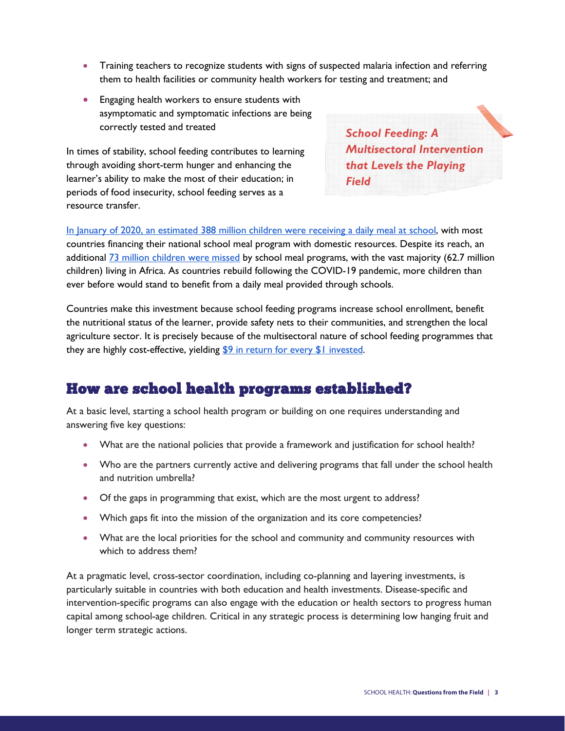- Training teachers to recognize students with signs of suspected malaria infection and referring them to health facilities or community health workers for testing and treatment; and
- Engaging health workers to ensure students with asymptomatic and symptomatic infections are being correctly tested and treated

### *School Feeding: A Multisectoral Intervention that Levels the Playing Field*

In times of stability, school feeding contributes to learning through avoiding short-term hunger and enhancing the learner's ability to make the most of their education; in periods of food insecurity, school feeding serves as a resource transfer.

In January of 2020, an estimated 388 million children were receiving a daily meal at school, with most countries financing their national school meal program with domestic resources. Despite its reach, an additional 73 million children were missed by school meal programs, with the vast majority (62.7 million children) living in Africa. As countries rebuild following the COVID-19 pandemic, more children than ever before would stand to benefit from a daily meal provided through schools.

Countries make this investment because school feeding programs increase school enrollment, benefit the nutritional status of the learner, provide safety nets to their communities, and strengthen the local agriculture sector. It is precisely because of the multisectoral nature of school feeding programmes that they are highly cost-effective, yielding $9 in return for every $1 invested.

## How are school health programs established?

At a basic level, starting a school health program or building on one requires understanding and answering five key questions:

- What are the national policies that provide a framework and justification for school health?
- Who are the partners currently active and delivering programs that fall under the school health and nutrition umbrella?
- Of the gaps in programming that exist, which are the most urgent to address?
- Which gaps fit into the mission of the organization and its core competencies?
- What are the local priorities for the school and community and community resources with which to address them?

At a pragmatic level, cross-sector coordination, including co-planning and layering investments, is particularly suitable in countries with both education and health investments. Disease-specific and intervention-specific programs can also engage with the education or health sectors to progress human capital among school-age children. Critical in any strategic process is determining low hanging fruit and longer term strategic actions.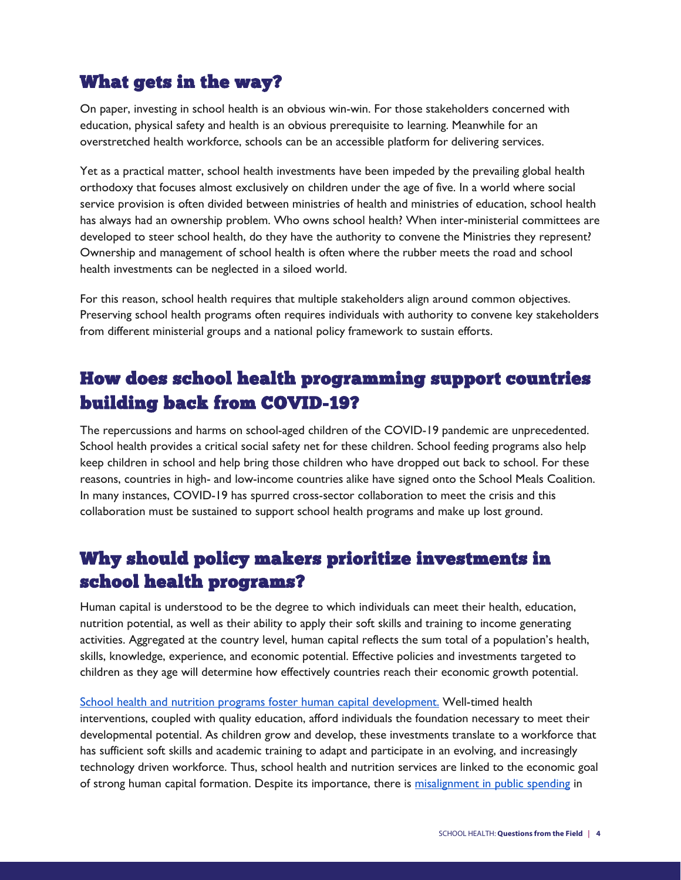## What gets in the way?

On paper, investing in school health is an obvious win-win. For those stakeholders concerned with education, physical safety and health is an obvious prerequisite to learning. Meanwhile for an overstretched health workforce, schools can be an accessible platform for delivering services.

Yet as a practical matter, school health investments have been impeded by the prevailing global health orthodoxy that focuses almost exclusively on children under the age of five. In a world where social service provision is often divided between ministries of health and ministries of education, school health has always had an ownership problem. Who owns school health? When inter-ministerial committees are developed to steer school health, do they have the authority to convene the Ministries they represent? Ownership and management of school health is often where the rubber meets the road and school health investments can be neglected in a siloed world.

For this reason, school health requires that multiple stakeholders align around common objectives. Preserving school health programs often requires individuals with authority to convene key stakeholders from different ministerial groups and a national policy framework to sustain efforts.

## How does school health programming support countries building back from COVID-19?

The repercussions and harms on school-aged children of the COVID-19 pandemic are unprecedented. School health provides a critical social safety net for these children. School feeding programs also help keep children in school and help bring those children who have dropped out back to school. For these reasons, countries in high- and low-income countries alike have signed onto the School Meals Coalition. In many instances, COVID-19 has spurred cross-sector collaboration to meet the crisis and this collaboration must be sustained to support school health programs and make up lost ground.

## Why should policy makers prioritize investments in school health programs?

Human capital is understood to be the degree to which individuals can meet their health, education, nutrition potential, as well as their ability to apply their soft skills and training to income generating activities. Aggregated at the country level, human capital reflects the sum total of a population's health, skills, knowledge, experience, and economic potential. Effective policies and investments targeted to children as they age will determine how effectively countries reach their economic growth potential.

School health and nutrition programs foster human capital development. Well-timed health interventions, coupled with quality education, afford individuals the foundation necessary to meet their developmental potential. As children grow and develop, these investments translate to a workforce that has sufficient soft skills and academic training to adapt and participate in an evolving, and increasingly technology driven workforce. Thus, school health and nutrition services are linked to the economic goal of strong human capital formation. Despite its importance, there is misalignment in public spending in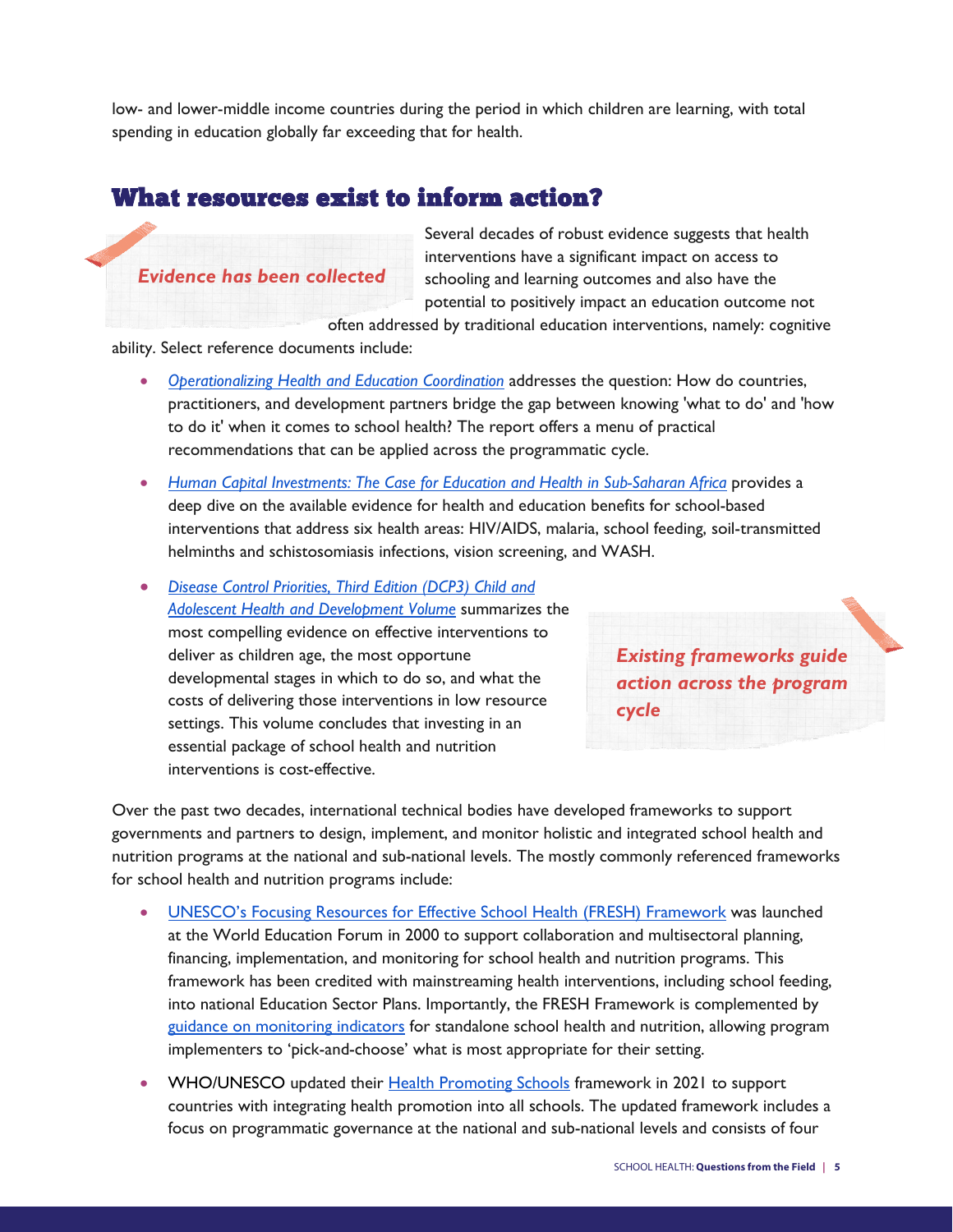low- and lower-middle income countries during the period in which children are learning, with total spending in education globally far exceeding that for health.

## What resources exist to inform action?

***Evidence has been collected***

Several decades of robust evidence suggests that health interventions have a significant impact on access to schooling and learning outcomes and also have the potential to positively impact an education outcome not often addressed by traditional education interventions, namely: cognitive ability. Select reference documents include:

- *Operationalizing Health and Education Coordination* addresses the question: How do countries, practitioners, and development partners bridge the gap between knowing 'what to do' and 'how to do it' when it comes to school health? The report offers a menu of practical recommendations that can be applied across the programmatic cycle.
- *Human Capital Investments: The Case for Education and Health in Sub-Saharan Africa* provides a deep dive on the available evidence for health and education benefits for school-based interventions that address six health areas: HIV/AIDS, malaria, school feeding, soil-transmitted helminths and schistosomiasis infections, vision screening, and WASH.
- *Disease Control Priorities, Third Edition (DCP3) Child and Adolescent Health and Development Volume* summarizes the most compelling evidence on effective interventions to deliver as children age, the most opportune developmental stages in which to do so, and what the costs of delivering those interventions in low resource settings. This volume concludes that investing in an essential package of school health and nutrition interventions is cost-effective.

***Existing frameworks guide action across the program cycle***

Over the past two decades, international technical bodies have developed frameworks to support governments and partners to design, implement, and monitor holistic and integrated school health and nutrition programs at the national and sub-national levels. The mostly commonly referenced frameworks for school health and nutrition programs include:

- UNESCO's Focusing Resources for Effective School Health (FRESH) Framework was launched at the World Education Forum in 2000 to support collaboration and multisectoral planning, financing, implementation, and monitoring for school health and nutrition programs. This framework has been credited with mainstreaming health interventions, including school feeding, into national Education Sector Plans. Importantly, the FRESH Framework is complemented by guidance on monitoring indicators for standalone school health and nutrition, allowing program implementers to 'pick-and-choose' what is most appropriate for their setting.
- WHO/UNESCO updated their Health Promoting Schools framework in 2021 to support countries with integrating health promotion into all schools. The updated framework includes a focus on programmatic governance at the national and sub-national levels and consists of four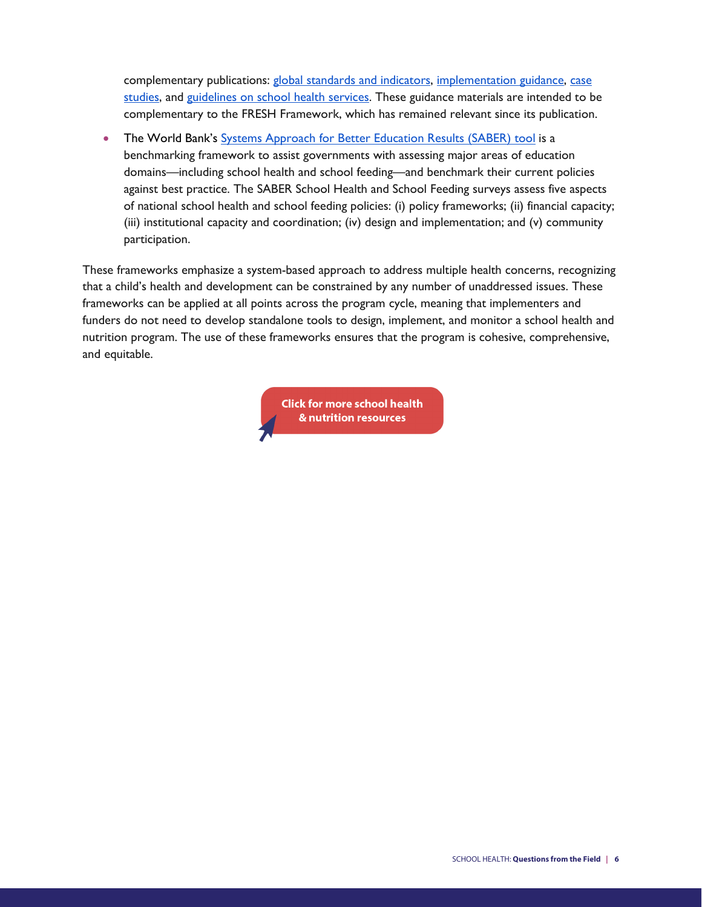complementary publications: global standards and indicators, implementation guidance, case studies, and guidelines on school health services. These guidance materials are intended to be complementary to the FRESH Framework, which has remained relevant since its publication.

- The World Bank's Systems Approach for Better Education Results (SABER) tool is a benchmarking framework to assist governments with assessing major areas of education domains—including school health and school feeding—and benchmark their current policies against best practice. The SABER School Health and School Feeding surveys assess five aspects of national school health and school feeding policies: (i) policy frameworks; (ii) financial capacity; (iii) institutional capacity and coordination; (iv) design and implementation; and (v) community participation.

These frameworks emphasize a system-based approach to address multiple health concerns, recognizing that a child's health and development can be constrained by any number of unaddressed issues. These frameworks can be applied at all points across the program cycle, meaning that implementers and funders do not need to develop standalone tools to design, implement, and monitor a school health and nutrition program. The use of these frameworks ensures that the program is cohesive, comprehensive, and equitable.

**Click for more school health & nutrition resources**